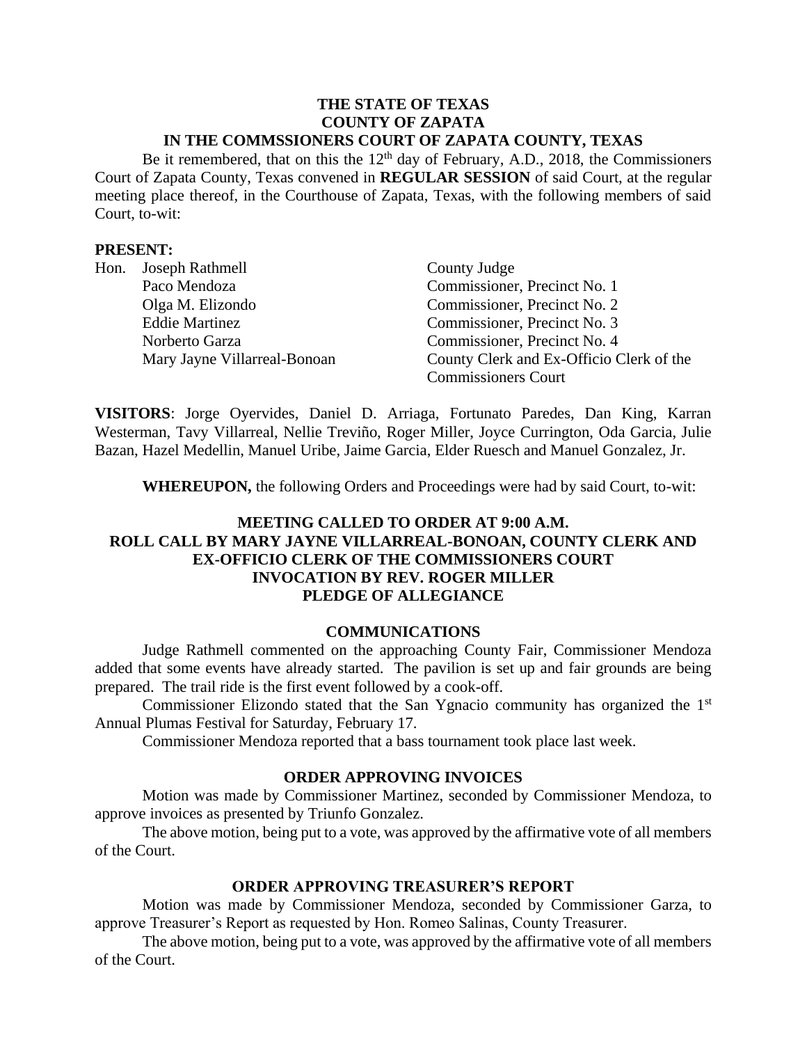**THE STATE OF TEXAS**
**COUNTY OF ZAPATA**
**IN THE COMMSSIONERS COURT OF ZAPATA COUNTY, TEXAS**

Be it remembered, that on this the 12th day of February, A.D., 2018, the Commissioners Court of Zapata County, Texas convened in **REGULAR SESSION** of said Court, at the regular meeting place thereof, in the Courthouse of Zapata, Texas, with the following members of said Court, to-wit:

**PRESENT:**

| | | |
|---|---|---|
| Hon. | Joseph Rathmell | County Judge |
| | Paco Mendoza | Commissioner, Precinct No. 1 |
| | Olga M. Elizondo | Commissioner, Precinct No. 2 |
| | Eddie Martinez | Commissioner, Precinct No. 3 |
| | Norberto Garza | Commissioner, Precinct No. 4 |
| | Mary Jayne Villarreal-Bonoan | County Clerk and Ex-Officio Clerk of the Commissioners Court |

**VISITORS**: Jorge Oyervides, Daniel D. Arriaga, Fortunato Paredes, Dan King, Karran Westerman, Tavy Villarreal, Nellie Treviño, Roger Miller, Joyce Currington, Oda Garcia, Julie Bazan, Hazel Medellin, Manuel Uribe, Jaime Garcia, Elder Ruesch and Manuel Gonzalez, Jr.

**WHEREUPON,** the following Orders and Proceedings were had by said Court, to-wit:

**MEETING CALLED TO ORDER AT 9:00 A.M.**
**ROLL CALL BY MARY JAYNE VILLARREAL-BONOAN, COUNTY CLERK AND EX-OFFICIO CLERK OF THE COMMISSIONERS COURT**
**INVOCATION BY REV. ROGER MILLER**
**PLEDGE OF ALLEGIANCE**

## COMMUNICATIONS

Judge Rathmell commented on the approaching County Fair, Commissioner Mendoza added that some events have already started. The pavilion is set up and fair grounds are being prepared. The trail ride is the first event followed by a cook-off.

Commissioner Elizondo stated that the San Ygnacio community has organized the 1st Annual Plumas Festival for Saturday, February 17.

Commissioner Mendoza reported that a bass tournament took place last week.

## ORDER APPROVING INVOICES

Motion was made by Commissioner Martinez, seconded by Commissioner Mendoza, to approve invoices as presented by Triunfo Gonzalez.

The above motion, being put to a vote, was approved by the affirmative vote of all members of the Court.

## ORDER APPROVING TREASURER'S REPORT

Motion was made by Commissioner Mendoza, seconded by Commissioner Garza, to approve Treasurer's Report as requested by Hon. Romeo Salinas, County Treasurer.

The above motion, being put to a vote, was approved by the affirmative vote of all members of the Court.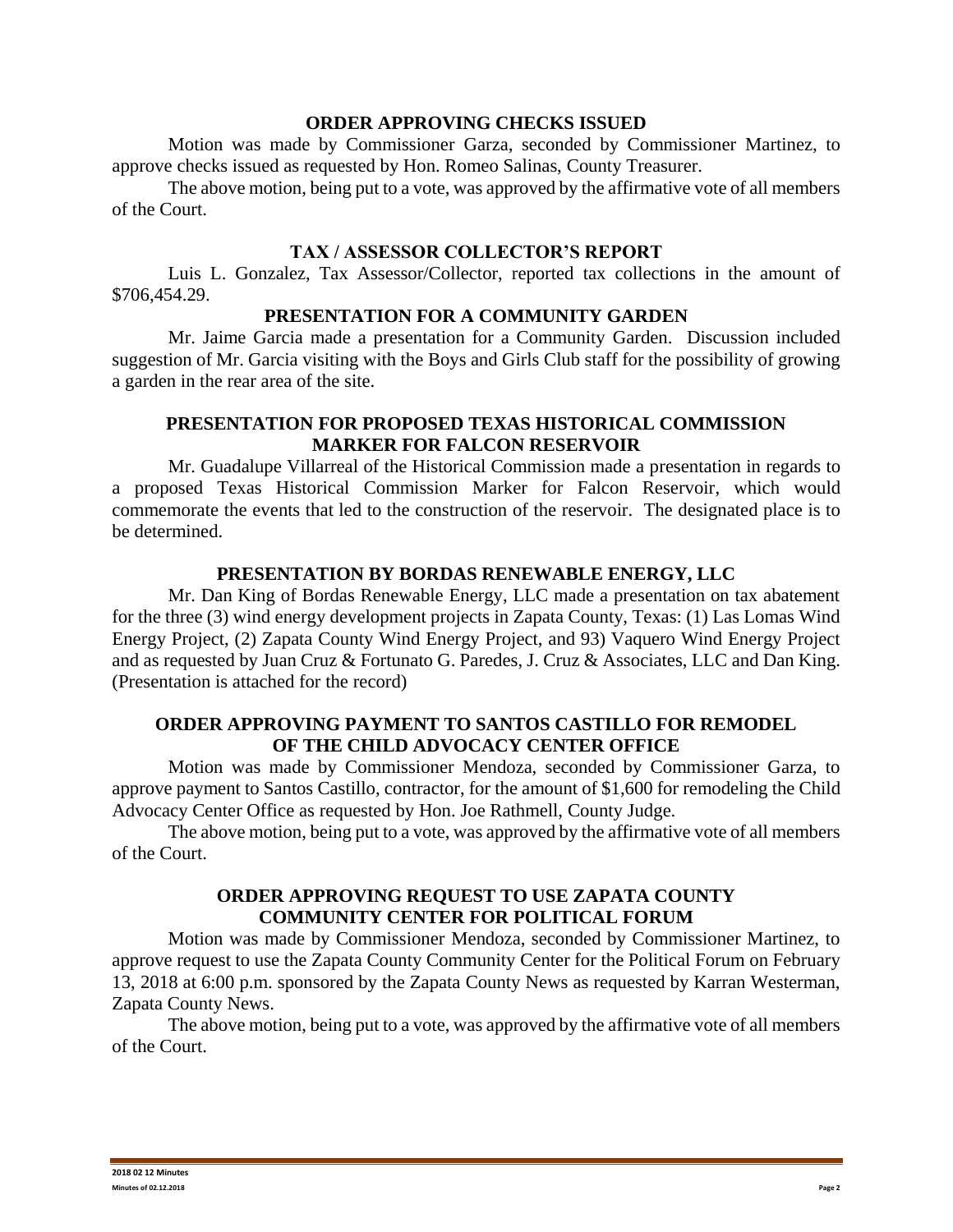### ORDER APPROVING CHECKS ISSUED

Motion was made by Commissioner Garza, seconded by Commissioner Martinez, to approve checks issued as requested by Hon. Romeo Salinas, County Treasurer.

The above motion, being put to a vote, was approved by the affirmative vote of all members of the Court.

### TAX / ASSESSOR COLLECTOR'S REPORT

Luis L. Gonzalez, Tax Assessor/Collector, reported tax collections in the amount of $706,454.29.

### PRESENTATION FOR A COMMUNITY GARDEN

Mr. Jaime Garcia made a presentation for a Community Garden. Discussion included suggestion of Mr. Garcia visiting with the Boys and Girls Club staff for the possibility of growing a garden in the rear area of the site.

### PRESENTATION FOR PROPOSED TEXAS HISTORICAL COMMISSION MARKER FOR FALCON RESERVOIR

Mr. Guadalupe Villarreal of the Historical Commission made a presentation in regards to a proposed Texas Historical Commission Marker for Falcon Reservoir, which would commemorate the events that led to the construction of the reservoir. The designated place is to be determined.

### PRESENTATION BY BORDAS RENEWABLE ENERGY, LLC

Mr. Dan King of Bordas Renewable Energy, LLC made a presentation on tax abatement for the three (3) wind energy development projects in Zapata County, Texas: (1) Las Lomas Wind Energy Project, (2) Zapata County Wind Energy Project, and 93) Vaquero Wind Energy Project and as requested by Juan Cruz & Fortunato G. Paredes, J. Cruz & Associates, LLC and Dan King. (Presentation is attached for the record)

### ORDER APPROVING PAYMENT TO SANTOS CASTILLO FOR REMODEL OF THE CHILD ADVOCACY CENTER OFFICE

Motion was made by Commissioner Mendoza, seconded by Commissioner Garza, to approve payment to Santos Castillo, contractor, for the amount of $1,600 for remodeling the Child Advocacy Center Office as requested by Hon. Joe Rathmell, County Judge.

The above motion, being put to a vote, was approved by the affirmative vote of all members of the Court.

### ORDER APPROVING REQUEST TO USE ZAPATA COUNTY COMMUNITY CENTER FOR POLITICAL FORUM

Motion was made by Commissioner Mendoza, seconded by Commissioner Martinez, to approve request to use the Zapata County Community Center for the Political Forum on February 13, 2018 at 6:00 p.m. sponsored by the Zapata County News as requested by Karran Westerman, Zapata County News.

The above motion, being put to a vote, was approved by the affirmative vote of all members of the Court.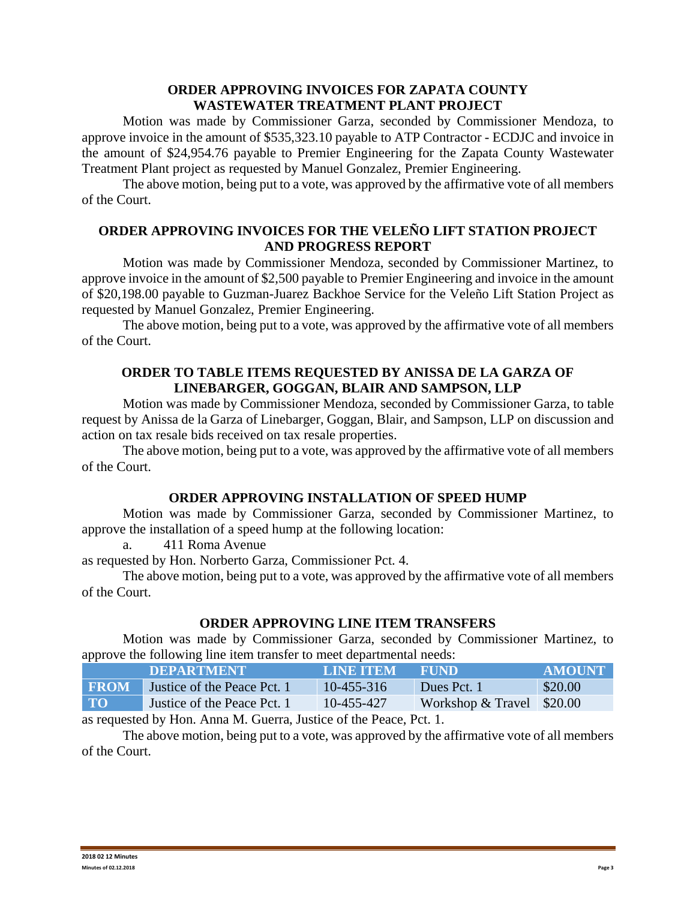## ORDER APPROVING INVOICES FOR ZAPATA COUNTY WASTEWATER TREATMENT PLANT PROJECT

Motion was made by Commissioner Garza, seconded by Commissioner Mendoza, to approve invoice in the amount of $535,323.10 payable to ATP Contractor - ECDJC and invoice in the amount of $24,954.76 payable to Premier Engineering for the Zapata County Wastewater Treatment Plant project as requested by Manuel Gonzalez, Premier Engineering.

The above motion, being put to a vote, was approved by the affirmative vote of all members of the Court.

## ORDER APPROVING INVOICES FOR THE VELEÑO LIFT STATION PROJECT AND PROGRESS REPORT

Motion was made by Commissioner Mendoza, seconded by Commissioner Martinez, to approve invoice in the amount of $2,500 payable to Premier Engineering and invoice in the amount of $20,198.00 payable to Guzman-Juarez Backhoe Service for the Veleño Lift Station Project as requested by Manuel Gonzalez, Premier Engineering.

The above motion, being put to a vote, was approved by the affirmative vote of all members of the Court.

## ORDER TO TABLE ITEMS REQUESTED BY ANISSA DE LA GARZA OF LINEBARGER, GOGGAN, BLAIR AND SAMPSON, LLP

Motion was made by Commissioner Mendoza, seconded by Commissioner Garza, to table request by Anissa de la Garza of Linebarger, Goggan, Blair, and Sampson, LLP on discussion and action on tax resale bids received on tax resale properties.

The above motion, being put to a vote, was approved by the affirmative vote of all members of the Court.

## ORDER APPROVING INSTALLATION OF SPEED HUMP

Motion was made by Commissioner Garza, seconded by Commissioner Martinez, to approve the installation of a speed hump at the following location:

a. 411 Roma Avenue

as requested by Hon. Norberto Garza, Commissioner Pct. 4.

The above motion, being put to a vote, was approved by the affirmative vote of all members of the Court.

## ORDER APPROVING LINE ITEM TRANSFERS

Motion was made by Commissioner Garza, seconded by Commissioner Martinez, to approve the following line item transfer to meet departmental needs:

| | DEPARTMENT | LINE ITEM | FUND | AMOUNT |
|---|---|---|---|---|
| FROM | Justice of the Peace Pct. 1 | 10-455-316 | Dues Pct. 1 | $20.00 |
| TO | Justice of the Peace Pct. 1 | 10-455-427 | Workshop & Travel | $20.00 |

as requested by Hon. Anna M. Guerra, Justice of the Peace, Pct. 1.

The above motion, being put to a vote, was approved by the affirmative vote of all members of the Court.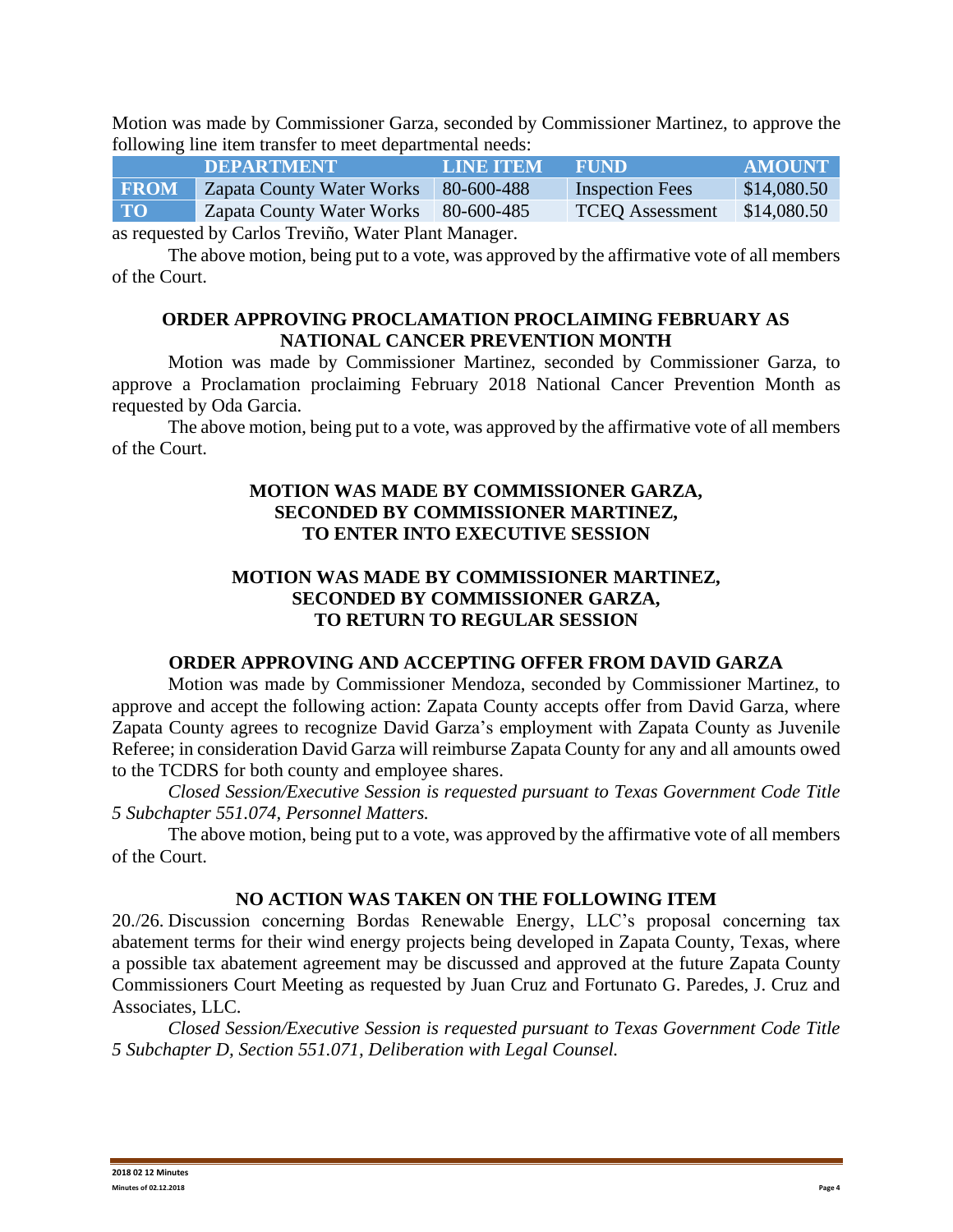Motion was made by Commissioner Garza, seconded by Commissioner Martinez, to approve the following line item transfer to meet departmental needs:

| | DEPARTMENT | LINE ITEM | FUND | AMOUNT |
|---|---|---|---|---|
| **FROM** | Zapata County Water Works | 80-600-488 | Inspection Fees | $14,080.50 |
| **TO** | Zapata County Water Works | 80-600-485 | TCEQ Assessment | $14,080.50 |

as requested by Carlos Treviño, Water Plant Manager.

The above motion, being put to a vote, was approved by the affirmative vote of all members of the Court.

**ORDER APPROVING PROCLAMATION PROCLAIMING FEBRUARY AS NATIONAL CANCER PREVENTION MONTH**

Motion was made by Commissioner Martinez, seconded by Commissioner Garza, to approve a Proclamation proclaiming February 2018 National Cancer Prevention Month as requested by Oda Garcia.

The above motion, being put to a vote, was approved by the affirmative vote of all members of the Court.

**MOTION WAS MADE BY COMMISSIONER GARZA, SECONDED BY COMMISSIONER MARTINEZ, TO ENTER INTO EXECUTIVE SESSION**

**MOTION WAS MADE BY COMMISSIONER MARTINEZ, SECONDED BY COMMISSIONER GARZA, TO RETURN TO REGULAR SESSION**

**ORDER APPROVING AND ACCEPTING OFFER FROM DAVID GARZA**

Motion was made by Commissioner Mendoza, seconded by Commissioner Martinez, to approve and accept the following action: Zapata County accepts offer from David Garza, where Zapata County agrees to recognize David Garza's employment with Zapata County as Juvenile Referee; in consideration David Garza will reimburse Zapata County for any and all amounts owed to the TCDRS for both county and employee shares.

*Closed Session/Executive Session is requested pursuant to Texas Government Code Title 5 Subchapter 551.074, Personnel Matters.*

The above motion, being put to a vote, was approved by the affirmative vote of all members of the Court.

**NO ACTION WAS TAKEN ON THE FOLLOWING ITEM**

20./26. Discussion concerning Bordas Renewable Energy, LLC's proposal concerning tax abatement terms for their wind energy projects being developed in Zapata County, Texas, where a possible tax abatement agreement may be discussed and approved at the future Zapata County Commissioners Court Meeting as requested by Juan Cruz and Fortunato G. Paredes, J. Cruz and Associates, LLC.

*Closed Session/Executive Session is requested pursuant to Texas Government Code Title 5 Subchapter D, Section 551.071, Deliberation with Legal Counsel.*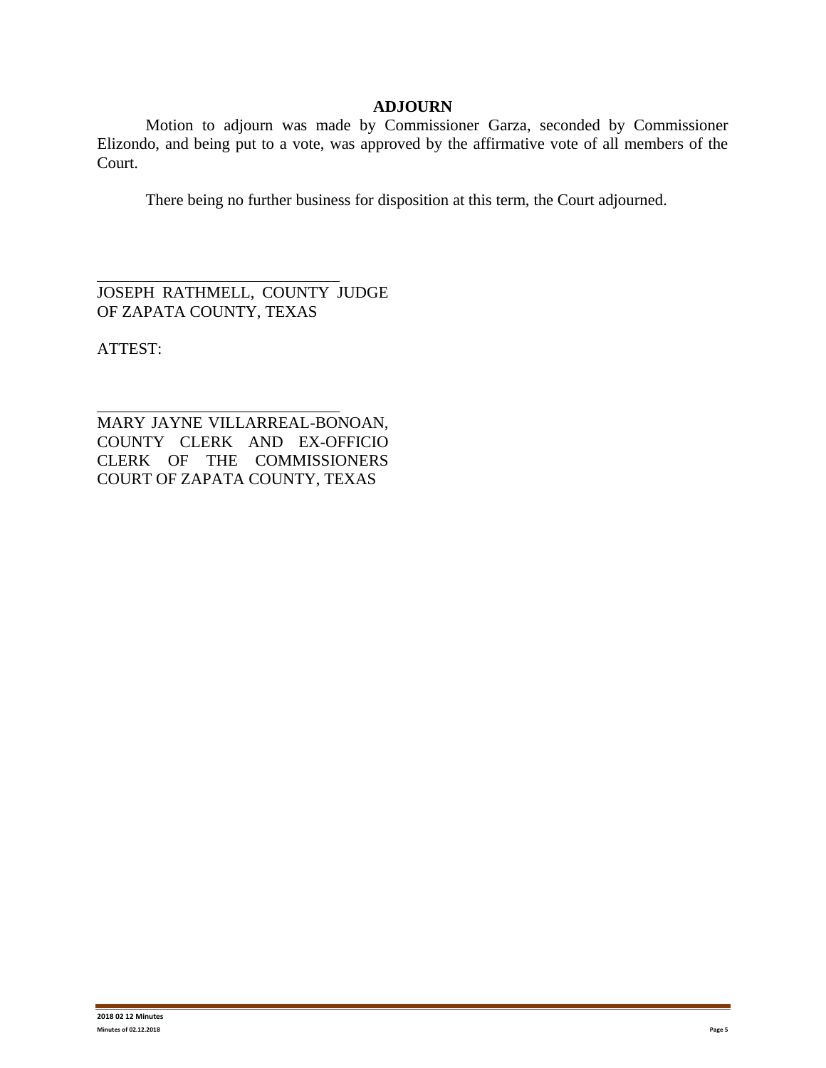**ADJOURN**

Motion to adjourn was made by Commissioner Garza, seconded by Commissioner Elizondo, and being put to a vote, was approved by the affirmative vote of all members of the Court.

There being no further business for disposition at this term, the Court adjourned.

\_\_\_\_\_\_\_\_\_\_\_\_\_\_\_\_\_\_\_\_\_\_\_\_\_\_\_\_\_\_

JOSEPH RATHMELL, COUNTY JUDGE OF ZAPATA COUNTY, TEXAS

ATTEST:

\_\_\_\_\_\_\_\_\_\_\_\_\_\_\_\_\_\_\_\_\_\_\_\_\_\_\_\_\_\_

MARY JAYNE VILLARREAL-BONOAN, COUNTY CLERK AND EX-OFFICIO CLERK OF THE COMMISSIONERS COURT OF ZAPATA COUNTY, TEXAS